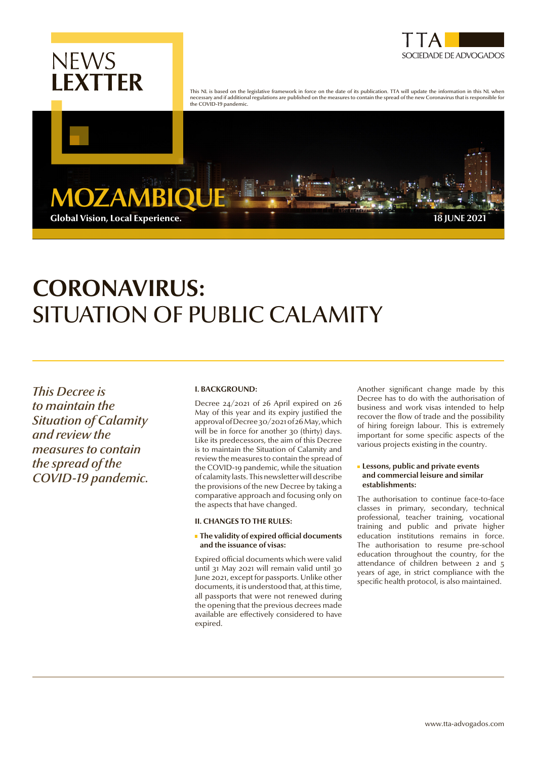NEWS
**LEXTTER**

TTA
SOCIEDADE DE ADVOGADOS

This NL is based on the legislative framework in force on the date of its publication. TTA will update the information in this NL when necessary and if additional regulations are published on the measures to contain the spread of the new Coronavirus that is responsible for the COVID-19 pandemic.

**MOZAMBIQUE**

**Global Vision, Local Experience.**

**18 JUNE 2021**

# CORONAVIRUS: SITUATION OF PUBLIC CALAMITY

*This Decree is to maintain the Situation of Calamity and review the measures to contain the spread of the COVID-19 pandemic.*

### I. BACKGROUND:

Decree 24/2021 of 26 April expired on 26 May of this year and its expiry justified the approval of Decree 30/2021 of 26 May, which will be in force for another 30 (thirty) days. Like its predecessors, the aim of this Decree is to maintain the Situation of Calamity and review the measures to contain the spread of the COVID-19 pandemic, while the situation of calamity lasts. This newsletter will describe the provisions of the new Decree by taking a comparative approach and focusing only on the aspects that have changed.

### II. CHANGES TO THE RULES:

- **The validity of expired official documents and the issuance of visas:**

Expired official documents which were valid until 31 May 2021 will remain valid until 30 June 2021, except for passports. Unlike other documents, it is understood that, at this time, all passports that were not renewed during the opening that the previous decrees made available are effectively considered to have expired.

Another significant change made by this Decree has to do with the authorisation of business and work visas intended to help recover the flow of trade and the possibility of hiring foreign labour. This is extremely important for some specific aspects of the various projects existing in the country.

- **Lessons, public and private events and commercial leisure and similar establishments:**

The authorisation to continue face-to-face classes in primary, secondary, technical professional, teacher training, vocational training and public and private higher education institutions remains in force. The authorisation to resume pre-school education throughout the country, for the attendance of children between 2 and 5 years of age, in strict compliance with the specific health protocol, is also maintained.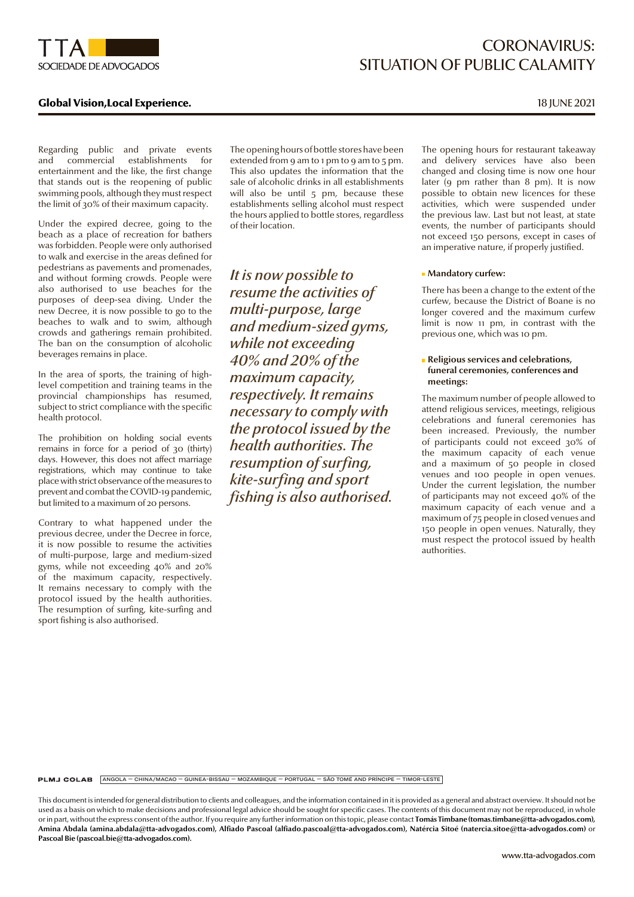Regarding public and private events and commercial establishments for entertainment and the like, the first change that stands out is the reopening of public swimming pools, although they must respect the limit of 30% of their maximum capacity.

Under the expired decree, going to the beach as a place of recreation for bathers was forbidden. People were only authorised to walk and exercise in the areas defined for pedestrians as pavements and promenades, and without forming crowds. People were also authorised to use beaches for the purposes of deep-sea diving. Under the new Decree, it is now possible to go to the beaches to walk and to swim, although crowds and gatherings remain prohibited. The ban on the consumption of alcoholic beverages remains in place.

In the area of sports, the training of high-level competition and training teams in the provincial championships has resumed, subject to strict compliance with the specific health protocol.

The prohibition on holding social events remains in force for a period of 30 (thirty) days. However, this does not affect marriage registrations, which may continue to take place with strict observance of the measures to prevent and combat the COVID-19 pandemic, but limited to a maximum of 20 persons.

Contrary to what happened under the previous decree, under the Decree in force, it is now possible to resume the activities of multi-purpose, large and medium-sized gyms, while not exceeding 40% and 20% of the maximum capacity, respectively. It remains necessary to comply with the protocol issued by the health authorities. The resumption of surfing, kite-surfing and sport fishing is also authorised.

The opening hours of bottle stores have been extended from 9 am to 1 pm to 9 am to 5 pm. This also updates the information that the sale of alcoholic drinks in all establishments will also be until 5 pm, because these establishments selling alcohol must respect the hours applied to bottle stores, regardless of their location.

*It is now possible to resume the activities of multi-purpose, large and medium-sized gyms, while not exceeding 40% and 20% of the maximum capacity, respectively. It remains necessary to comply with the protocol issued by the health authorities. The resumption of surfing, kite-surfing and sport fishing is also authorised.*

The opening hours for restaurant takeaway and delivery services have also been changed and closing time is now one hour later (9 pm rather than 8 pm). It is now possible to obtain new licences for these activities, which were suspended under the previous law. Last but not least, at state events, the number of participants should not exceed 150 persons, except in cases of an imperative nature, if properly justified.

- **Mandatory curfew:**

There has been a change to the extent of the curfew, because the District of Boane is no longer covered and the maximum curfew limit is now 11 pm, in contrast with the previous one, which was 10 pm.

- **Religious services and celebrations, funeral ceremonies, conferences and meetings:**

The maximum number of people allowed to attend religious services, meetings, religious celebrations and funeral ceremonies has been increased. Previously, the number of participants could not exceed 30% of the maximum capacity of each venue and a maximum of 50 people in closed venues and 100 people in open venues. Under the current legislation, the number of participants may not exceed 40% of the maximum capacity of each venue and a maximum of 75 people in closed venues and 150 people in open venues. Naturally, they must respect the protocol issued by health authorities.

PLMJ COLAB | ANGOLA — CHINA/MACAO — GUINEA-BISSAU — MOZAMBIQUE — PORTUGAL — SÃO TOMÉ AND PRÍNCIPE — TIMOR-LESTE

This document is intended for general distribution to clients and colleagues, and the information contained in it is provided as a general and abstract overview. It should not be used as a basis on which to make decisions and professional legal advice should be sought for specific cases. The contents of this document may not be reproduced, in whole or in part, without the express consent of the author. If you require any further information on this topic, please contact **Tomás Timbane (tomas.timbane@tta-advogados.com), Amina Abdala (amina.abdala@tta-advogados.com), Alfiado Pascoal (alfiado.pascoal@tta-advogados.com), Natércia Sitoé (natercia.sitoe@tta-advogados.com)** or **Pascoal Bie (pascoal.bie@tta-advogados.com).**

www.tta-advogados.com